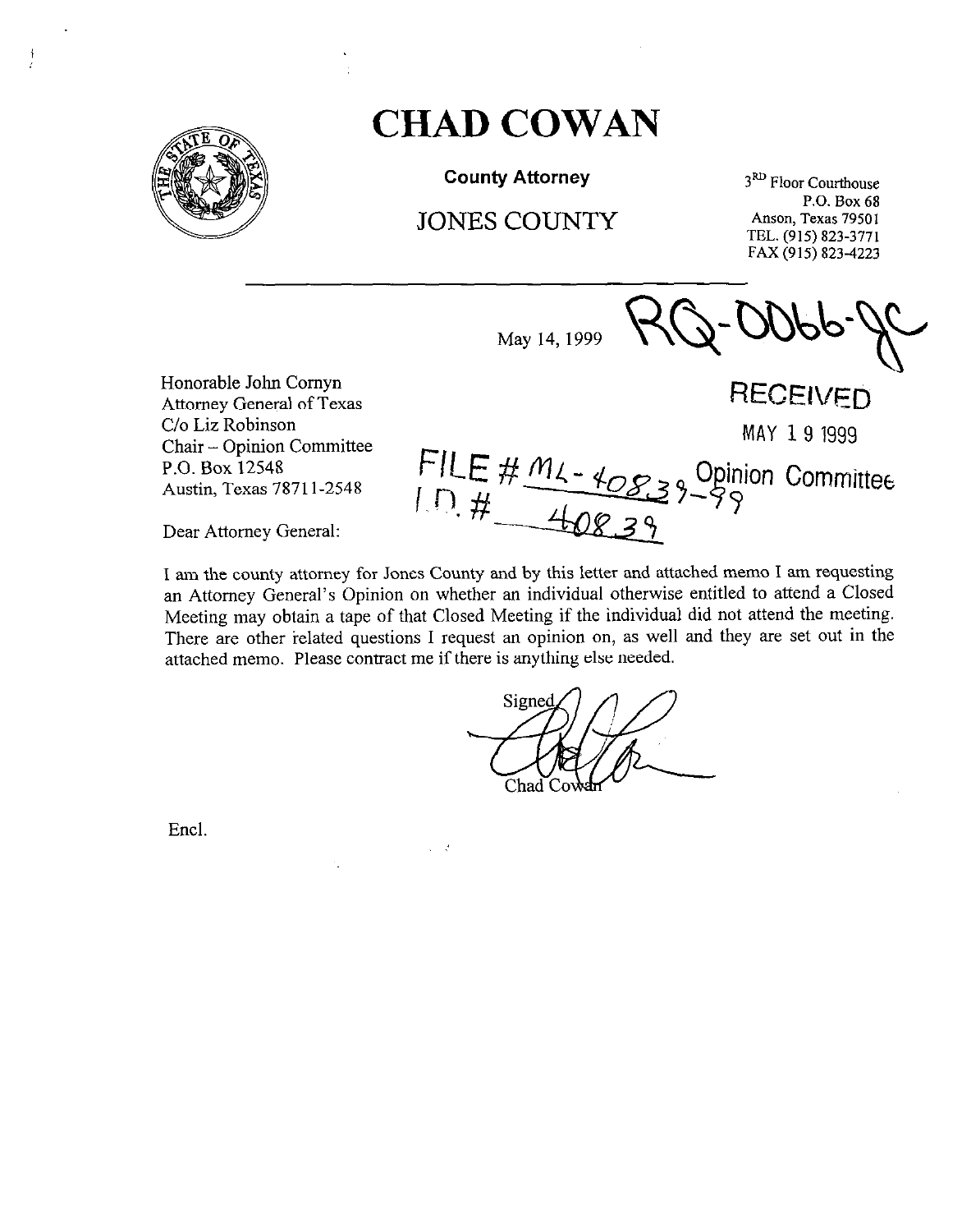# CHAD COWAN

**County Attorney**

JONES COUNTY

3RD Floor Courthouse
P.O. Box 68
Anson, Texas 79501
TEL. (915) 823-3771
FAX (915) 823-4223

---

May 14, 1999

RQ-0066-JC

RECEIVED

MAY 19 1999

Opinion Committee

FILE # ML-40839-99
I.D. # 40839

Honorable John Cornyn
Attorney General of Texas
C/o Liz Robinson
Chair – Opinion Committee
P.O. Box 12548
Austin, Texas 78711-2548

Dear Attorney General:

I am the county attorney for Jones County and by this letter and attached memo I am requesting an Attorney General's Opinion on whether an individual otherwise entitled to attend a Closed Meeting may obtain a tape of that Closed Meeting if the individual did not attend the meeting. There are other related questions I request an opinion on, as well and they are set out in the attached memo. Please contract me if there is anything else needed.

Signed
Chad Cowan

Encl.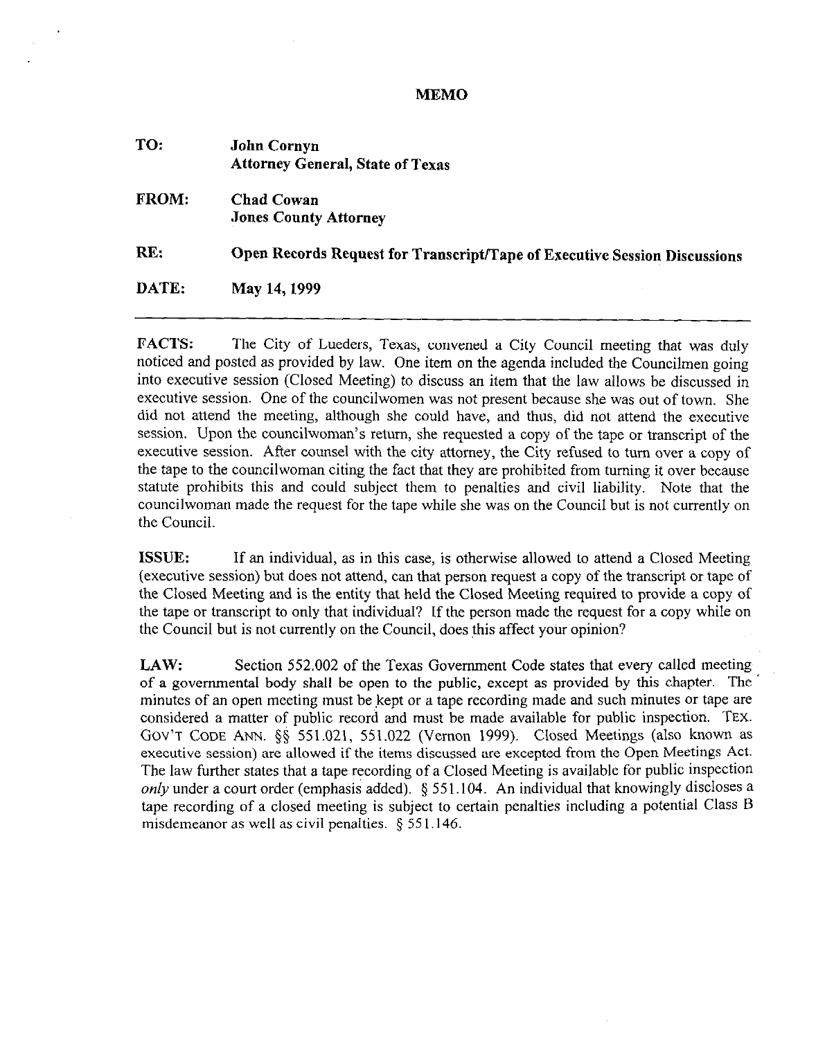# MEMO

**TO:** **John Cornyn**
**Attorney General, State of Texas**

**FROM:** **Chad Cowan**
**Jones County Attorney**

**RE:** **Open Records Request for Transcript/Tape of Executive Session Discussions**

**DATE:** **May 14, 1999**

---

**FACTS:** The City of Lueders, Texas, convened a City Council meeting that was duly noticed and posted as provided by law. One item on the agenda included the Councilmen going into executive session (Closed Meeting) to discuss an item that the law allows be discussed in executive session. One of the councilwomen was not present because she was out of town. She did not attend the meeting, although she could have, and thus, did not attend the executive session. Upon the councilwoman's return, she requested a copy of the tape or transcript of the executive session. After counsel with the city attorney, the City refused to turn over a copy of the tape to the councilwoman citing the fact that they are prohibited from turning it over because statute prohibits this and could subject them to penalties and civil liability. Note that the councilwoman made the request for the tape while she was on the Council but is not currently on the Council.

**ISSUE:** If an individual, as in this case, is otherwise allowed to attend a Closed Meeting (executive session) but does not attend, can that person request a copy of the transcript or tape of the Closed Meeting and is the entity that held the Closed Meeting required to provide a copy of the tape or transcript to only that individual? If the person made the request for a copy while on the Council but is not currently on the Council, does this affect your opinion?

**LAW:** Section 552.002 of the Texas Government Code states that every called meeting of a governmental body shall be open to the public, except as provided by this chapter. The minutes of an open meeting must be kept or a tape recording made and such minutes or tape are considered a matter of public record and must be made available for public inspection. TEX. GOV'T CODE ANN. §§ 551.021, 551.022 (Vernon 1999). Closed Meetings (also known as executive session) are allowed if the items discussed are excepted from the Open Meetings Act. The law further states that a tape recording of a Closed Meeting is available for public inspection *only* under a court order (emphasis added). § 551.104. An individual that knowingly discloses a tape recording of a closed meeting is subject to certain penalties including a potential Class B misdemeanor as well as civil penalties. § 551.146.